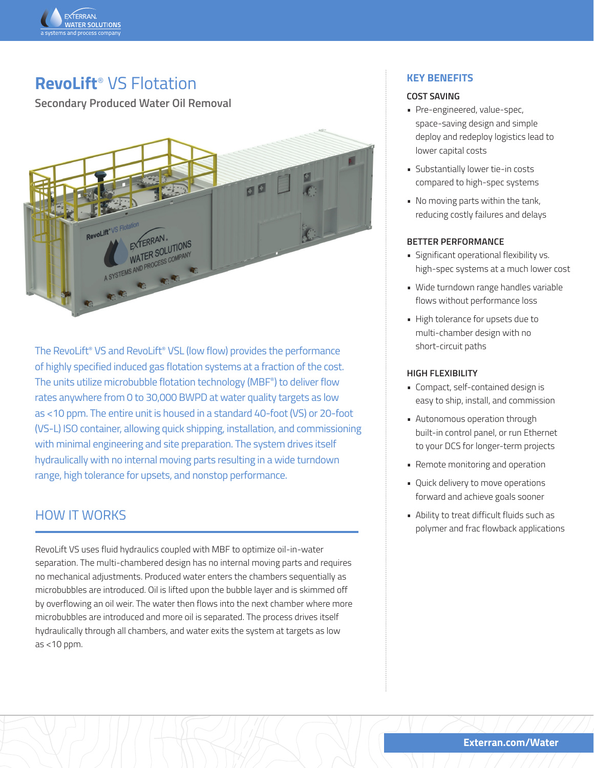# RevoLift® VS Flotation

## Secondary Produced Water Oil Removal

The RevoLift® VS and RevoLift® VSL (low flow) provides the performance of highly specified induced gas flotation systems at a fraction of the cost. The units utilize microbubble flotation technology (MBF®) to deliver flow rates anywhere from 0 to 30,000 BWPD at water quality targets as low as <10 ppm. The entire unit is housed in a standard 40-foot (VS) or 20-foot (VS-L) ISO container, allowing quick shipping, installation, and commissioning with minimal engineering and site preparation. The system drives itself hydraulically with no internal moving parts resulting in a wide turndown range, high tolerance for upsets, and nonstop performance.

## HOW IT WORKS

RevoLift VS uses fluid hydraulics coupled with MBF to optimize oil-in-water separation. The multi-chambered design has no internal moving parts and requires no mechanical adjustments. Produced water enters the chambers sequentially as microbubbles are introduced. Oil is lifted upon the bubble layer and is skimmed off by overflowing an oil weir. The water then flows into the next chamber where more microbubbles are introduced and more oil is separated. The process drives itself hydraulically through all chambers, and water exits the system at targets as low as <10 ppm.

## KEY BENEFITS

### COST SAVING

- Pre-engineered, value-spec, space-saving design and simple deploy and redeploy logistics lead to lower capital costs
- Substantially lower tie-in costs compared to high-spec systems
- No moving parts within the tank, reducing costly failures and delays

### BETTER PERFORMANCE

- Significant operational flexibility vs. high-spec systems at a much lower cost
- Wide turndown range handles variable flows without performance loss
- High tolerance for upsets due to multi-chamber design with no short-circuit paths

### HIGH FLEXIBILITY

- Compact, self-contained design is easy to ship, install, and commission
- Autonomous operation through built-in control panel, or run Ethernet to your DCS for longer-term projects
- Remote monitoring and operation
- Quick delivery to move operations forward and achieve goals sooner
- Ability to treat difficult fluids such as polymer and frac flowback applications

Exterran.com/Water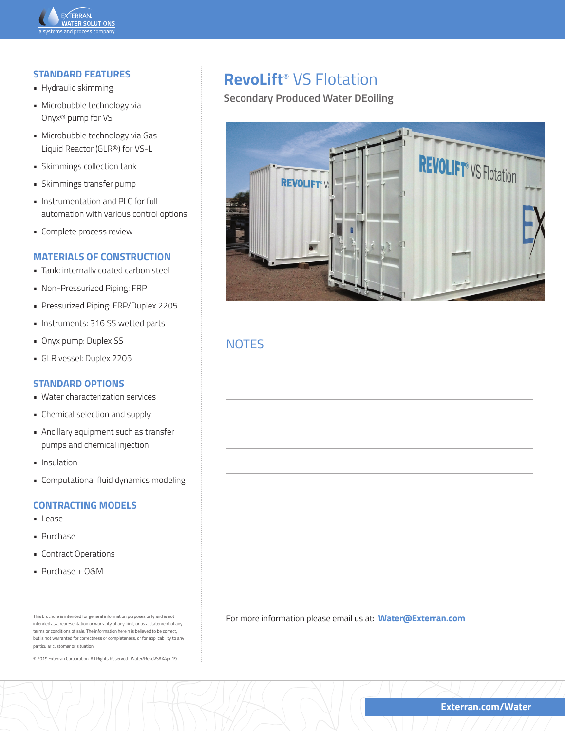# RevoLift® VS Flotation

## Secondary Produced Water DEoiling

### STANDARD FEATURES

- Hydraulic skimming
- Microbubble technology via Onyx® pump for VS
- Microbubble technology via Gas Liquid Reactor (GLR®) for VS-L
- Skimmings collection tank
- Skimmings transfer pump
- Instrumentation and PLC for full automation with various control options
- Complete process review

### MATERIALS OF CONSTRUCTION

- Tank: internally coated carbon steel
- Non-Pressurized Piping: FRP
- Pressurized Piping: FRP/Duplex 2205
- Instruments: 316 SS wetted parts
- Onyx pump: Duplex SS
- GLR vessel: Duplex 2205

### STANDARD OPTIONS

- Water characterization services
- Chemical selection and supply
- Ancillary equipment such as transfer pumps and chemical injection
- Insulation
- Computational fluid dynamics modeling

### CONTRACTING MODELS

- Lease
- Purchase
- Contract Operations
- Purchase + O&M

### NOTES

For more information please email us at: **Water@Exterran.com**

This brochure is intended for general information purposes only and is not intended as a representation or warranty of any kind, or as a statement of any terms or conditions of sale. The information herein is believed to be correct, but is not warranted for correctness or completeness, or for applicability to any particular customer or situation.

© 2019 Exterran Corporation. All Rights Reserved. Water/RevoVSAXApr 19

**Exterran.com/Water**